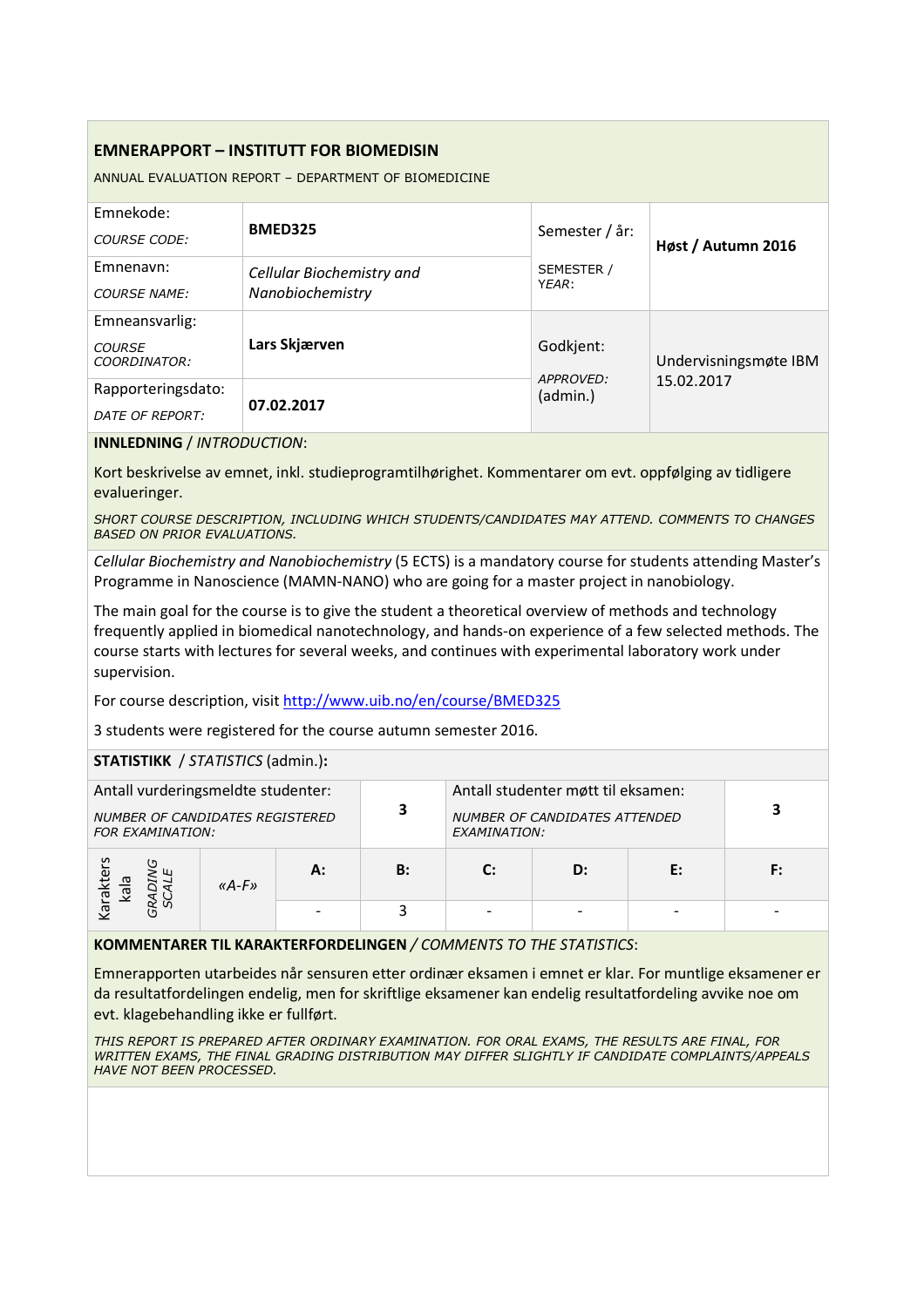## EMNERAPPORT – INSTITUTT FOR BIOMEDISIN

ANNUAL EVALUATION REPORT – DEPARTMENT OF BIOMEDICINE

| | | | |
|---|---|---|---|
| Emnekode: *COURSE CODE:* | **BMED325** | Semester / år: SEMESTER / *YEAR:* | **Høst / Autumn 2016** |
| Emnenavn: *COURSE NAME:* | *Cellular Biochemistry and Nanobiochemistry* | | |
| Emneansvarlig: *COURSE COORDINATOR:* | **Lars Skjærven** | Godkjent: *APPROVED:* (admin.) | Undervisningsmøte IBM 15.02.2017 |
| Rapporteringsdato: *DATE OF REPORT:* | **07.02.2017** | | |

**INNLEDNING** / *INTRODUCTION*:

Kort beskrivelse av emnet, inkl. studieprogramtilhørighet. Kommentarer om evt. oppfølging av tidligere evalueringer.

*SHORT COURSE DESCRIPTION, INCLUDING WHICH STUDENTS/CANDIDATES MAY ATTEND. COMMENTS TO CHANGES BASED ON PRIOR EVALUATIONS.*

*Cellular Biochemistry and Nanobiochemistry* (5 ECTS) is a mandatory course for students attending Master's Programme in Nanoscience (MAMN-NANO) who are going for a master project in nanobiology.

The main goal for the course is to give the student a theoretical overview of methods and technology frequently applied in biomedical nanotechnology, and hands-on experience of a few selected methods. The course starts with lectures for several weeks, and continues with experimental laboratory work under supervision.

For course description, visit http://www.uib.no/en/course/BMED325

3 students were registered for the course autumn semester 2016.

**STATISTIKK** / *STATISTICS* (admin.)**:**

| | | | |
|---|---|---|---|
| Antall vurderingsmeldte studenter: *NUMBER OF CANDIDATES REGISTERED FOR EXAMINATION:* | **3** | Antall studenter møtt til eksamen: *NUMBER OF CANDIDATES ATTENDED EXAMINATION:* | **3** |

| Karakterskala *GRADING SCALE* | «A-F» | A: | B: | C: | D: | E: | F: |
|---|---|---|---|---|---|---|---|
| | | - | 3 | - | - | - | - |

**KOMMENTARER TIL KARAKTERFORDELINGEN** / *COMMENTS TO THE STATISTICS*:

Emnerapporten utarbeides når sensuren etter ordinær eksamen i emnet er klar. For muntlige eksamener er da resultatfordelingen endelig, men for skriftlige eksamener kan endelig resultatfordeling avvike noe om evt. klagebehandling ikke er fullført.

*THIS REPORT IS PREPARED AFTER ORDINARY EXAMINATION. FOR ORAL EXAMS, THE RESULTS ARE FINAL, FOR WRITTEN EXAMS, THE FINAL GRADING DISTRIBUTION MAY DIFFER SLIGHTLY IF CANDIDATE COMPLAINTS/APPEALS HAVE NOT BEEN PROCESSED.*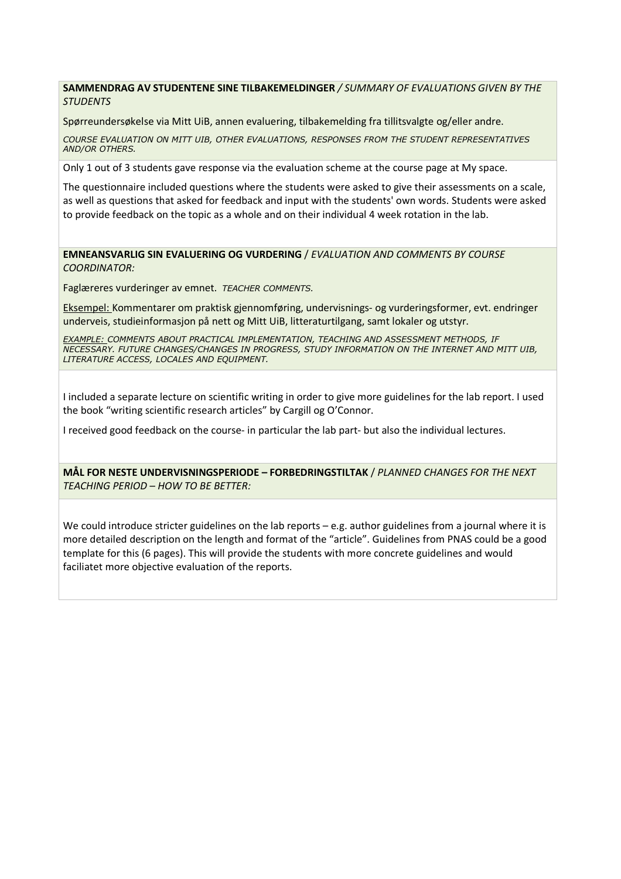**SAMMENDRAG AV STUDENTENE SINE TILBAKEMELDINGER** / *SUMMARY OF EVALUATIONS GIVEN BY THE STUDENTS*

Spørreundersøkelse via Mitt UiB, annen evaluering, tilbakemelding fra tillitsvalgte og/eller andre.

*COURSE EVALUATION ON MITT UIB, OTHER EVALUATIONS, RESPONSES FROM THE STUDENT REPRESENTATIVES AND/OR OTHERS.*

Only 1 out of 3 students gave response via the evaluation scheme at the course page at My space.

The questionnaire included questions where the students were asked to give their assessments on a scale, as well as questions that asked for feedback and input with the students' own words. Students were asked to provide feedback on the topic as a whole and on their individual 4 week rotation in the lab.

**EMNEANSVARLIG SIN EVALUERING OG VURDERING** / *EVALUATION AND COMMENTS BY COURSE COORDINATOR:*

Faglæreres vurderinger av emnet. *TEACHER COMMENTS.*

Eksempel: Kommentarer om praktisk gjennomføring, undervisnings- og vurderingsformer, evt. endringer underveis, studieinformasjon på nett og Mitt UiB, litteraturtilgang, samt lokaler og utstyr.

*EXAMPLE: COMMENTS ABOUT PRACTICAL IMPLEMENTATION, TEACHING AND ASSESSMENT METHODS, IF NECESSARY. FUTURE CHANGES/CHANGES IN PROGRESS, STUDY INFORMATION ON THE INTERNET AND MITT UIB, LITERATURE ACCESS, LOCALES AND EQUIPMENT.*

I included a separate lecture on scientific writing in order to give more guidelines for the lab report. I used the book "writing scientific research articles" by Cargill og O'Connor.

I received good feedback on the course- in particular the lab part- but also the individual lectures.

**MÅL FOR NESTE UNDERVISNINGSPERIODE – FORBEDRINGSTILTAK** / *PLANNED CHANGES FOR THE NEXT TEACHING PERIOD – HOW TO BE BETTER:*

We could introduce stricter guidelines on the lab reports – e.g. author guidelines from a journal where it is more detailed description on the length and format of the "article". Guidelines from PNAS could be a good template for this (6 pages). This will provide the students with more concrete guidelines and would faciliatet more objective evaluation of the reports.